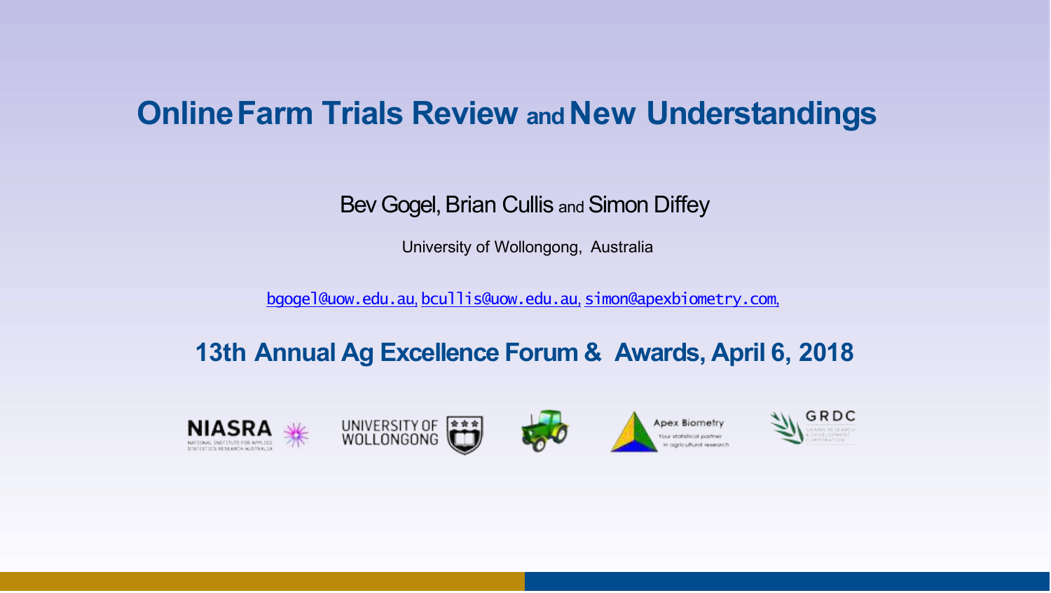# Online Farm Trials Review and New Understandings

Bev Gogel, Brian Cullis and Simon Diffey

University of Wollongong, Australia

bgogel@uow.edu.au, bcullis@uow.edu.au, simon@apexbiometry.com,

## 13th Annual Ag Excellence Forum & Awards, April 6, 2018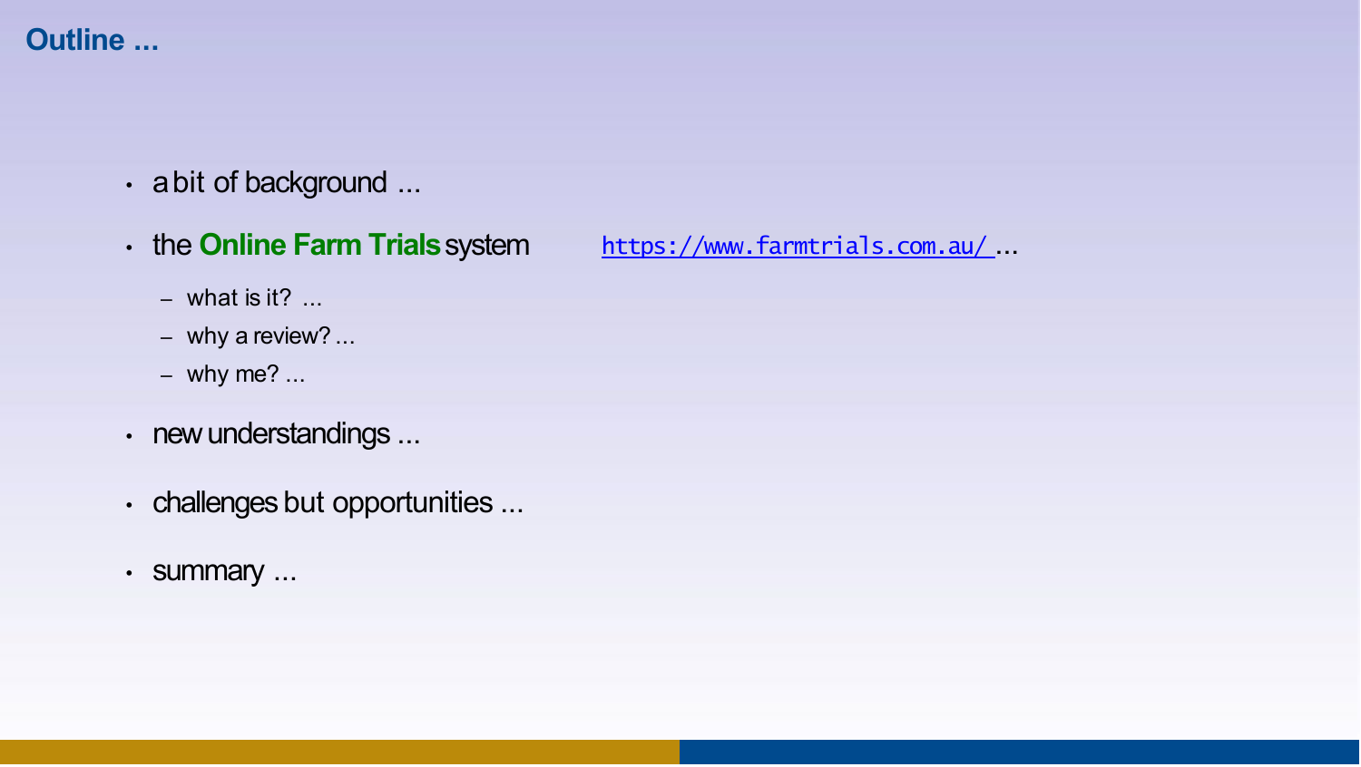# Outline ...

- a bit of background ...
- the **Online Farm Trials** system https://www.farmtrials.com.au/ ...
  - what is it? ...
  - why a review? ...
  - why me? ...
- new understandings ...
- challenges but opportunities ...
- summary ...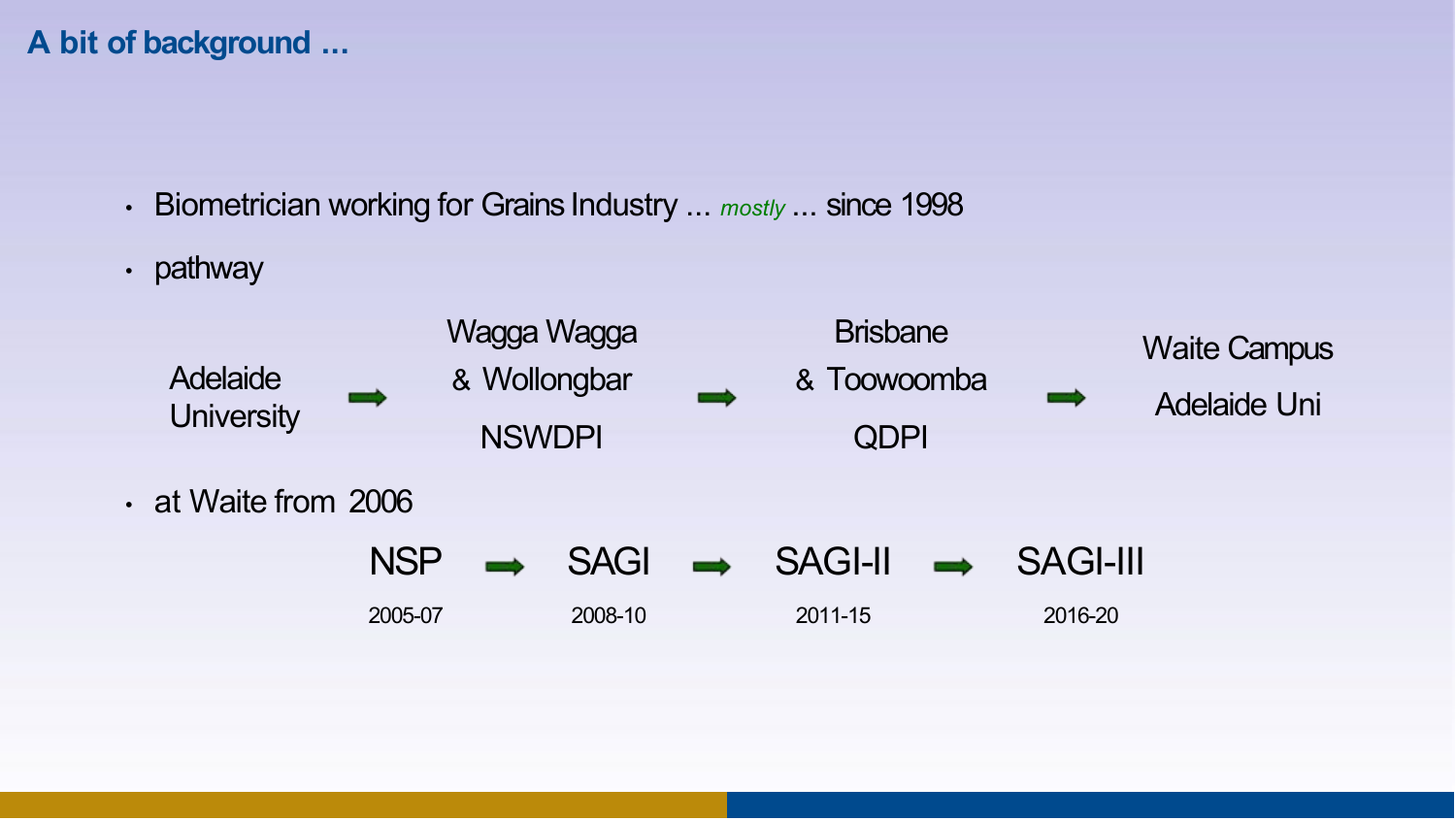# A bit of background ...

- Biometrician working for Grains Industry ... *mostly* ... since 1998
- pathway

Adelaide University ➡ Wagga Wagga & Wollongbar NSWDPI ➡ Brisbane & Toowoomba QDPI ➡ Waite Campus Adelaide Uni

- at Waite from 2006

NSP (2005-07) ➡ SAGI (2008-10) ➡ SAGI-II (2011-15) ➡ SAGI-III (2016-20)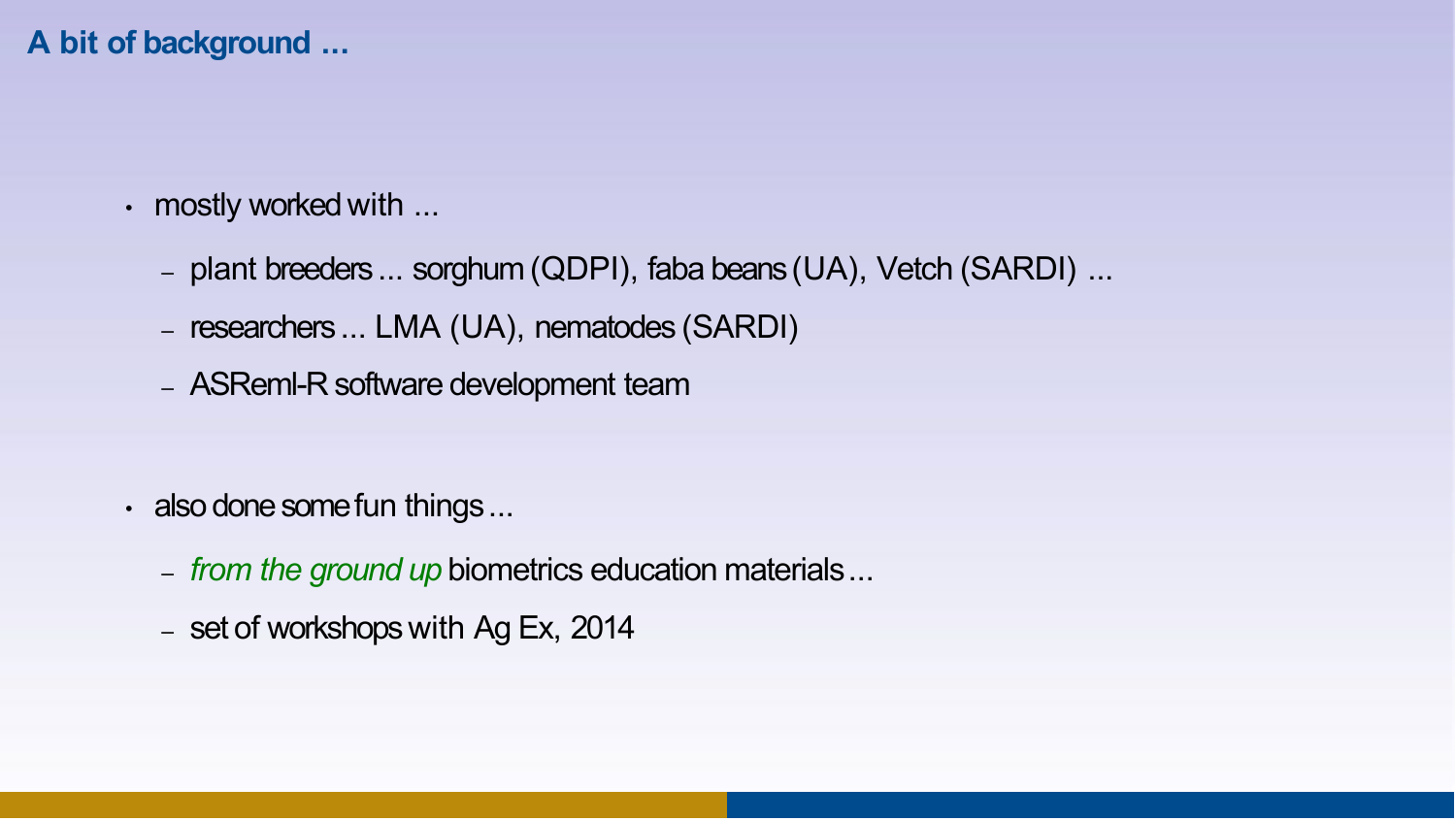## A bit of background ...

- mostly worked with ...
  - plant breeders ... sorghum (QDPI), faba beans (UA), Vetch (SARDI) ...
  - researchers ... LMA (UA), nematodes (SARDI)
  - ASReml-R software development team

- also done some fun things ...
  - *from the ground up* biometrics education materials ...
  - set of workshops with Ag Ex, 2014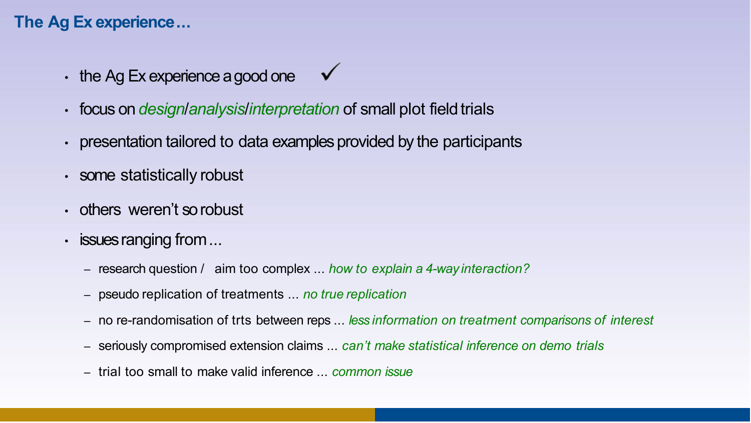# The Ag Ex experience…

- the Ag Ex experience a good one ✓
- focus on *design*/*analysis*/*interpretation* of small plot field trials
- presentation tailored to data examples provided by the participants
- some statistically robust
- others weren't so robust
- issues ranging from ...
  - research question / aim too complex ... *how to explain a 4-way interaction?*
  - pseudo replication of treatments ... *no true replication*
  - no re-randomisation of trts between reps ... *less information on treatment comparisons of interest*
  - seriously compromised extension claims ... *can't make statistical inference on demo trials*
  - trial too small to make valid inference ... *common issue*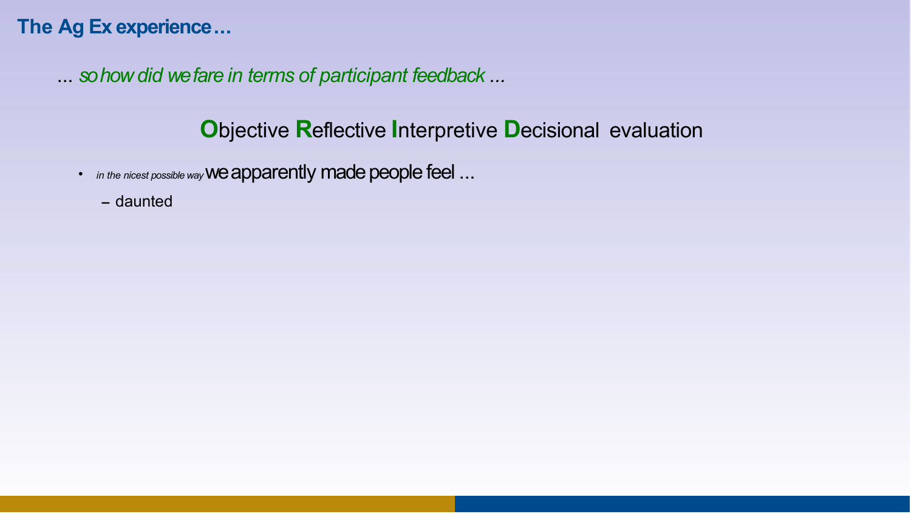## The Ag Ex experience…

... *so how did we fare in terms of participant feedback ...*

**O**bjective **R**eflective **I**nterpretive **D**ecisional evaluation

- *in the nicest possible way* we apparently made people feel ...
  - daunted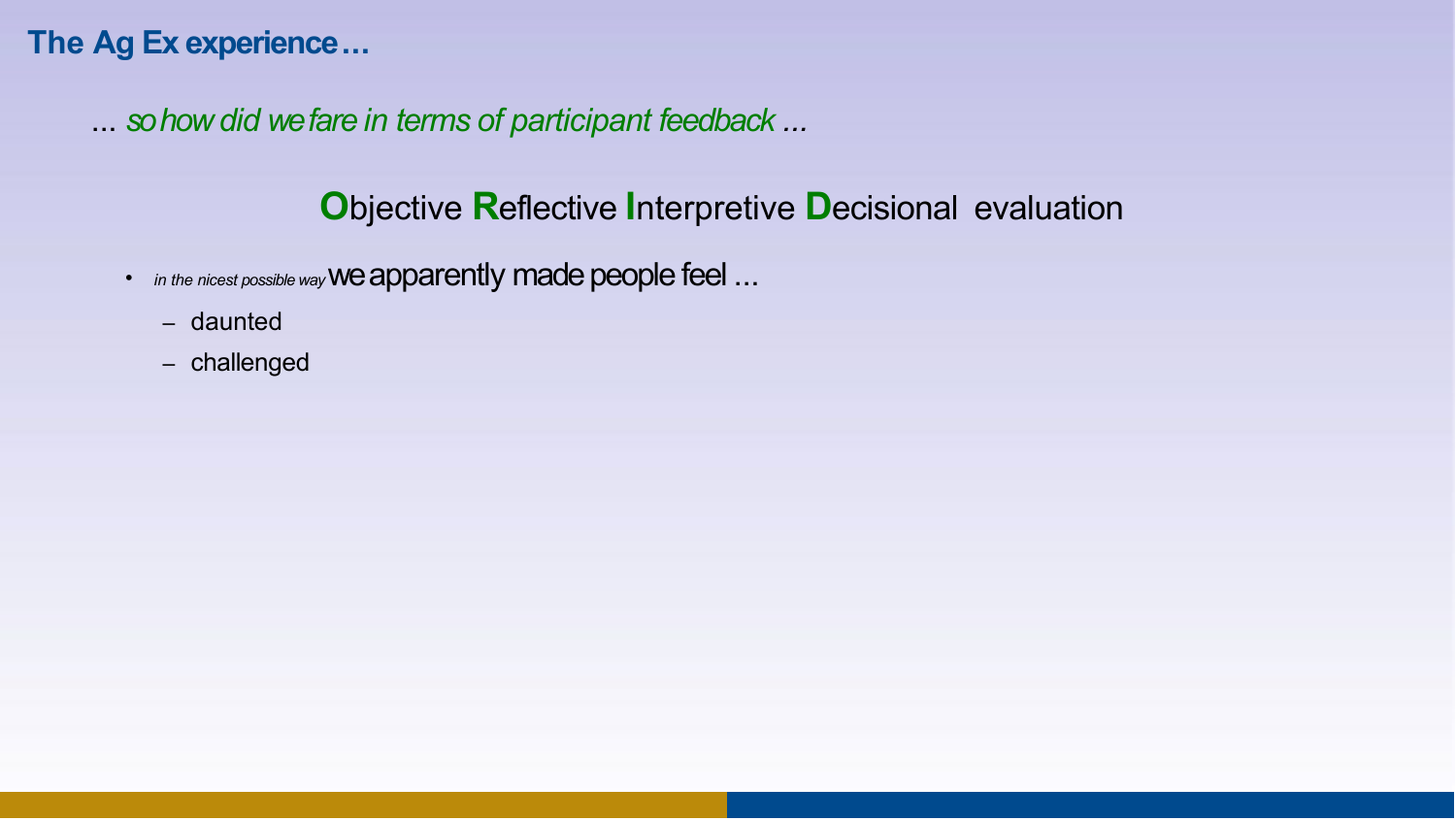## The Ag Ex experience…

... *so how did we fare in terms of participant feedback* ...

### **O**bjective **R**eflective **I**nterpretive **D**ecisional evaluation

- *in the nicest possible way* we apparently made people feel ...
  - daunted
  - challenged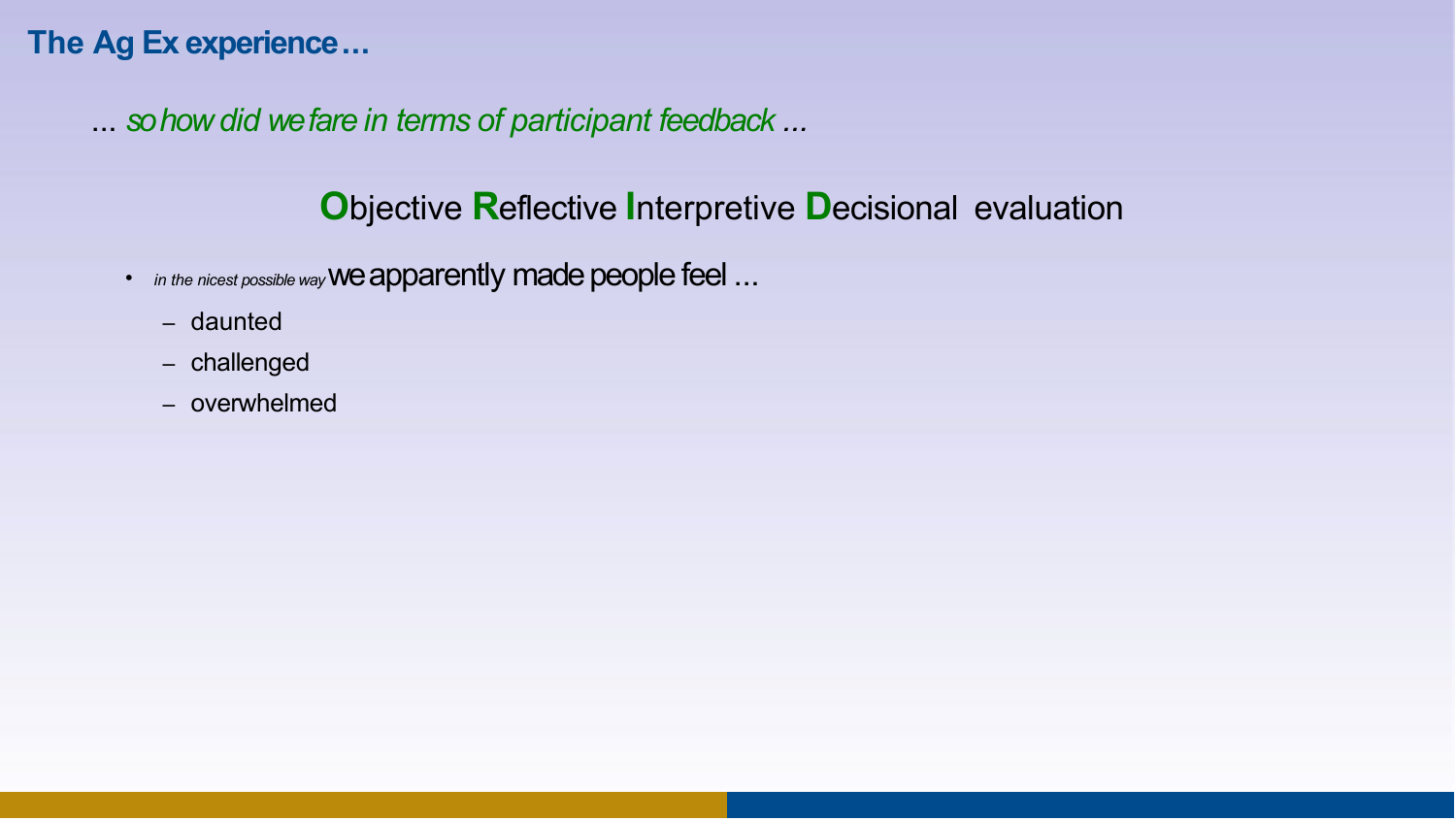## The Ag Ex experience…

... *so how did we fare in terms of participant feedback ...*

### **O**bjective **R**eflective **I**nterpretive **D**ecisional evaluation

- *in the nicest possible way* we apparently made people feel ...
  - daunted
  - challenged
  - overwhelmed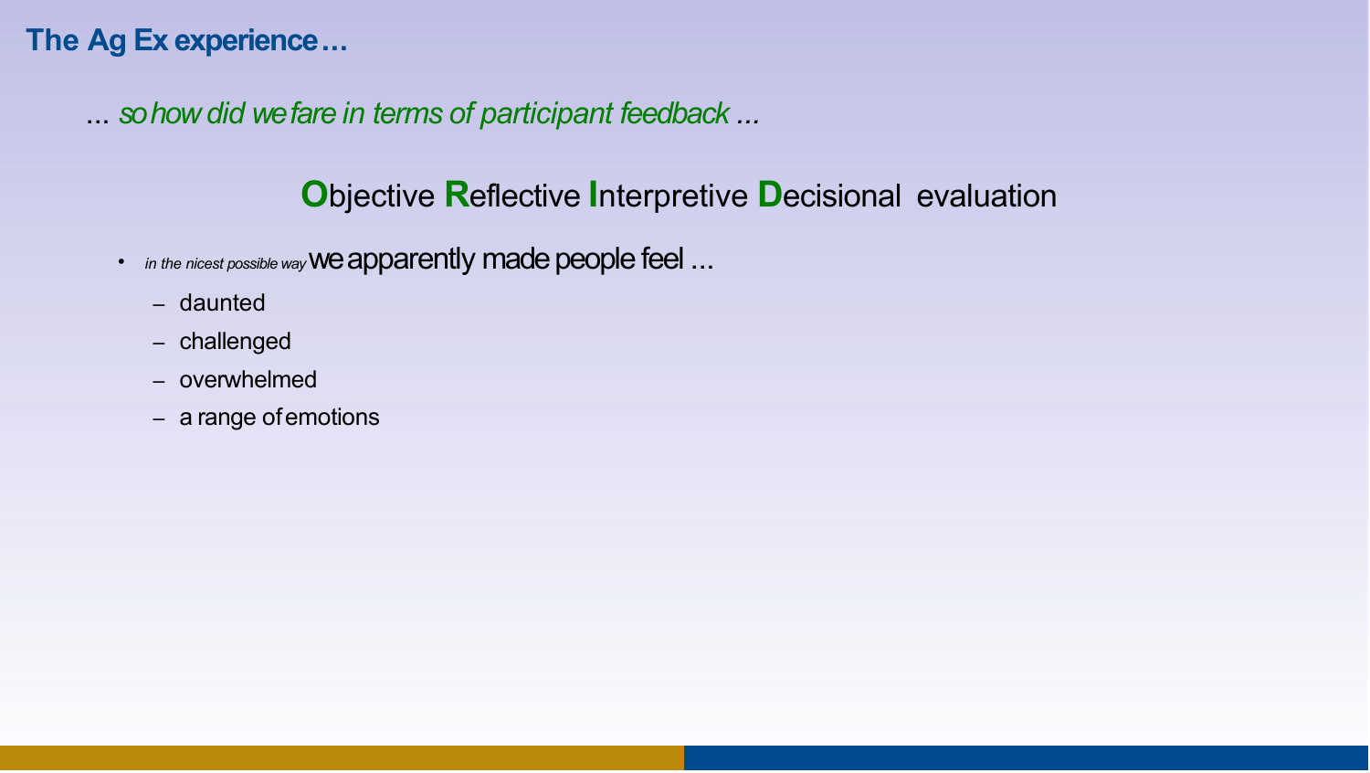## The Ag Ex experience…

*... so how did we fare in terms of participant feedback ...*

### **O**bjective **R**eflective **I**nterpretive **D**ecisional evaluation

- *in the nicest possible way* we apparently made people feel ...
  - daunted
  - challenged
  - overwhelmed
  - a range of emotions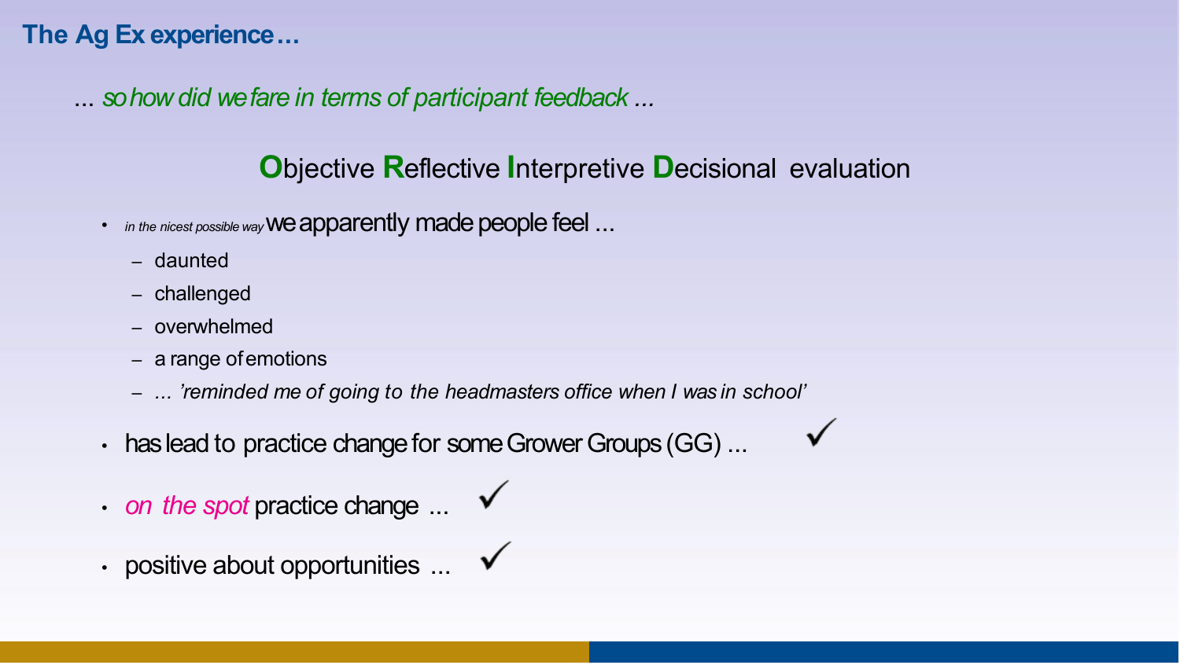## The Ag Ex experience…

... *so how did we fare in terms of participant feedback ...*

### **O**bjective **R**eflective **I**nterpretive **D**ecisional evaluation

- *in the nicest possible way* we apparently made people feel ...
  - daunted
  - challenged
  - overwhelmed
  - a range of emotions
  - *... 'reminded me of going to the headmasters office when I was in school'*
- has lead to practice change for some Grower Groups (GG) ... ✓
- *on the spot* practice change ... ✓
- positive about opportunities ... ✓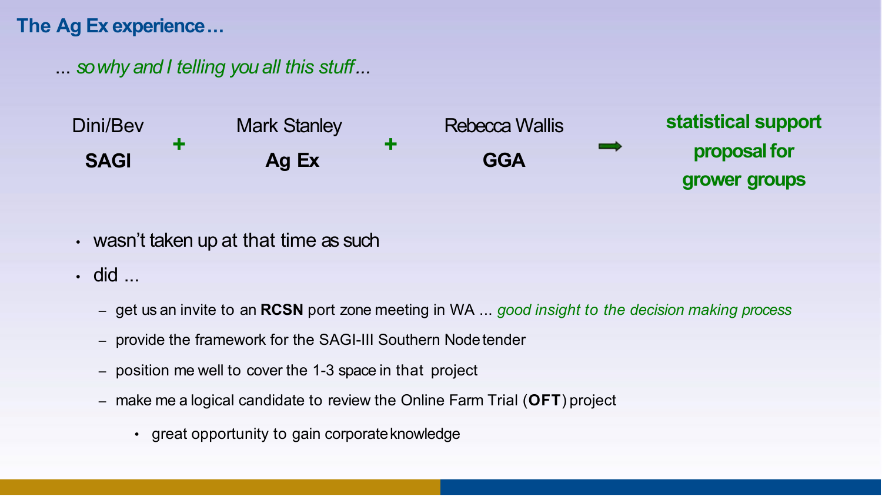## The Ag Ex experience…

... *so why and I telling you all this stuff…*

| Dini/Bev | + | Mark Stanley | + | Rebecca Wallis | ➡ | statistical support proposal for grower groups |
|---|---|---|---|---|---|---|
| **SAGI** | | **Ag Ex** | | **GGA** | | |

- wasn't taken up at that time as such
- did ...
  - get us an invite to an **RCSN** port zone meeting in WA ... *good insight to the decision making process*
  - provide the framework for the SAGI-III Southern Node tender
  - position me well to cover the 1-3 space in that project
  - make me a logical candidate to review the Online Farm Trial (**OFT**) project
    - great opportunity to gain corporate knowledge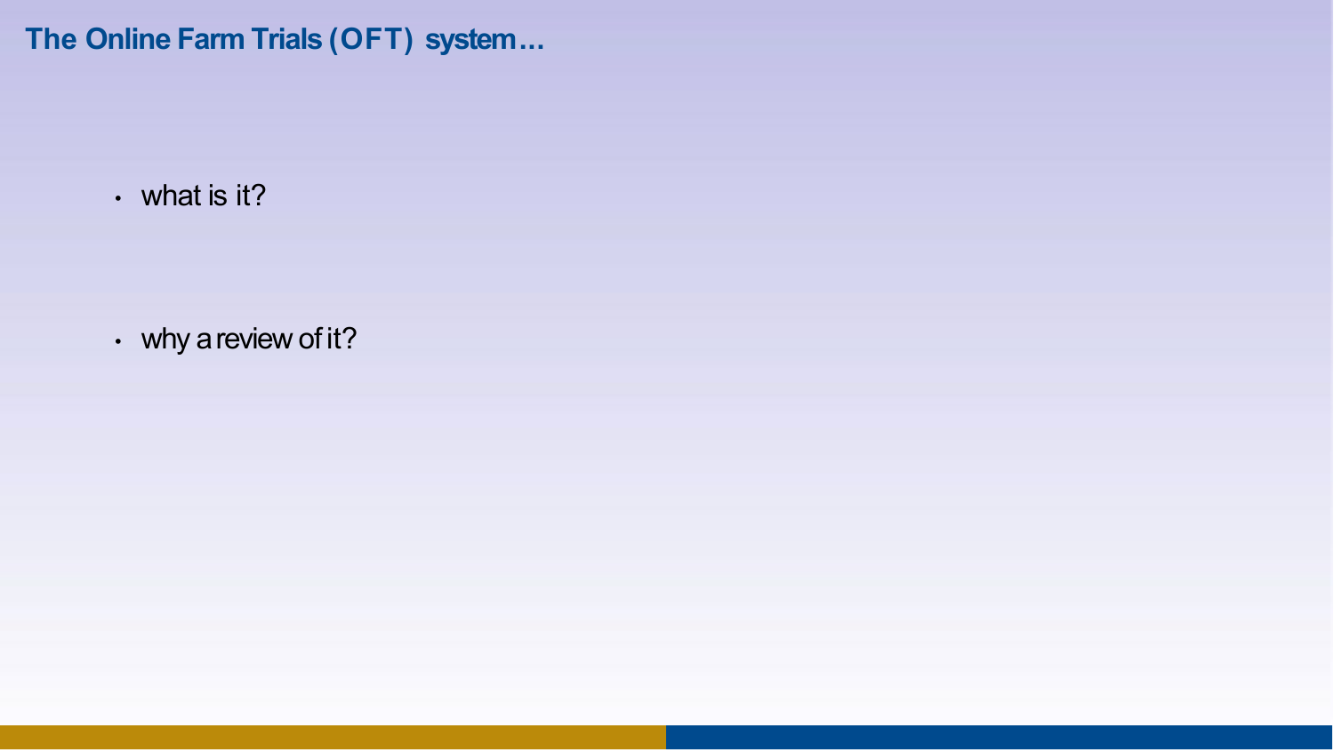# The Online Farm Trials (OFT) system…

- what is it?
- why a review of it?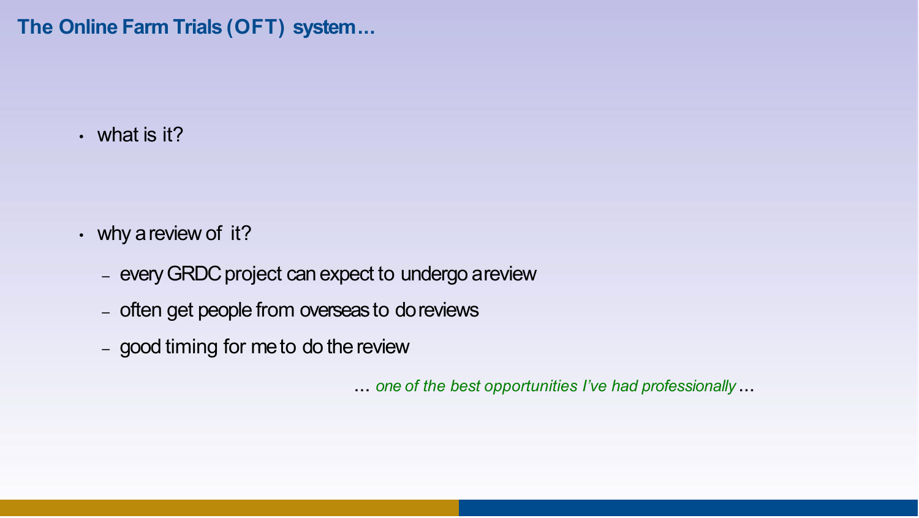## The Online Farm Trials (OFT) system…

- what is it?

- why a review of it?
  - every GRDC project can expect to undergo a review
  - often get people from overseas to do reviews
  - good timing for me to do the review

… *one of the best opportunities I've had professionally* …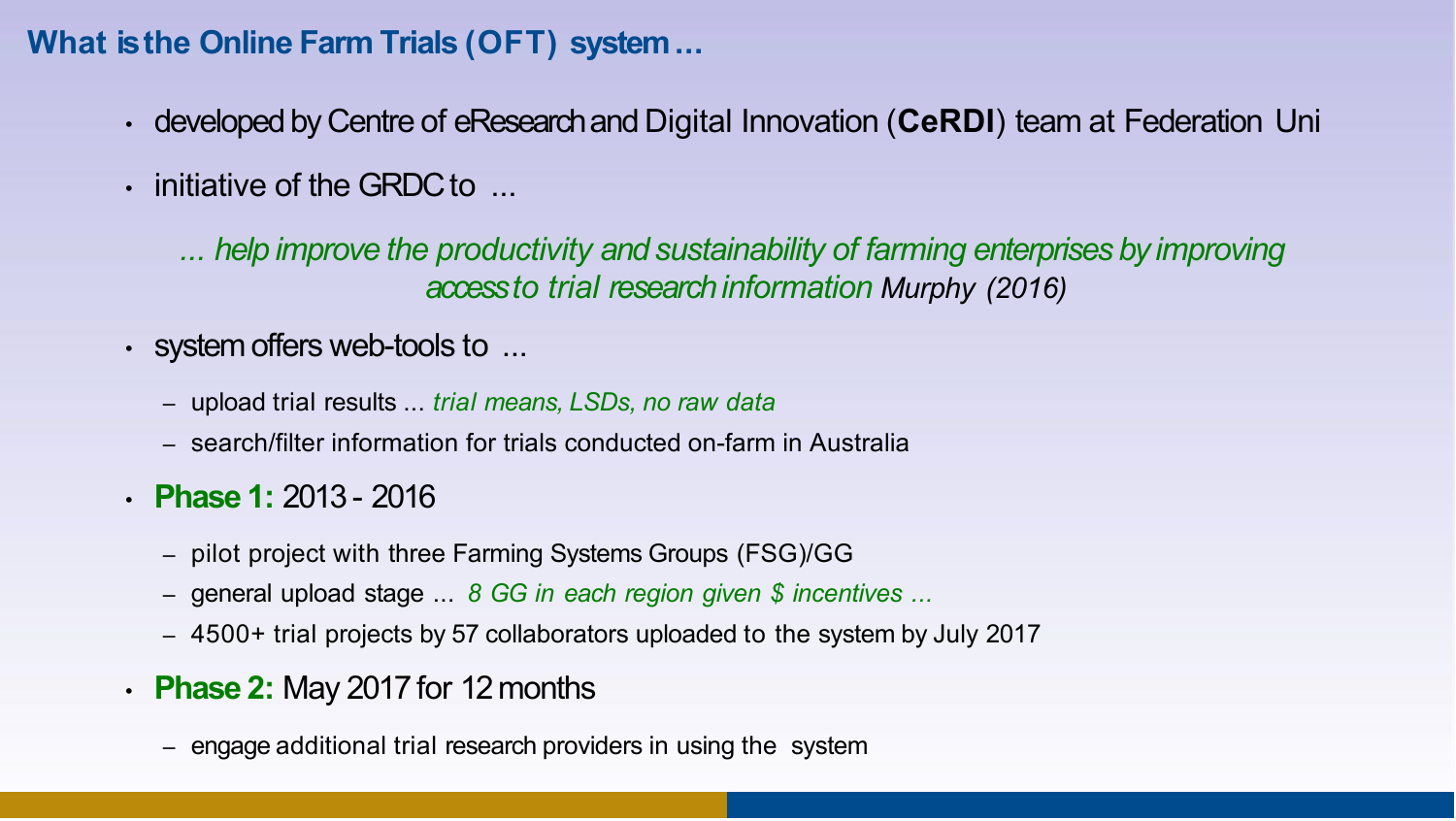## What is the Online Farm Trials (OFT) system ...

- developed by Centre of eResearch and Digital Innovation (**CeRDI**) team at Federation Uni
- initiative of the GRDC to ...

  *... help improve the productivity and sustainability of farming enterprises by improving access to trial research information* *Murphy (2016)*

- system offers web-tools to ...
  - upload trial results ... *trial means, LSDs, no raw data*
  - search/filter information for trials conducted on-farm in Australia
- **Phase 1:** 2013 - 2016
  - pilot project with three Farming Systems Groups (FSG)/GG
  - general upload stage ... *8 GG in each region given $ incentives ...*
  - 4500+ trial projects by 57 collaborators uploaded to the system by July 2017
- **Phase 2:** May 2017 for 12 months
  - engage additional trial research providers in using the system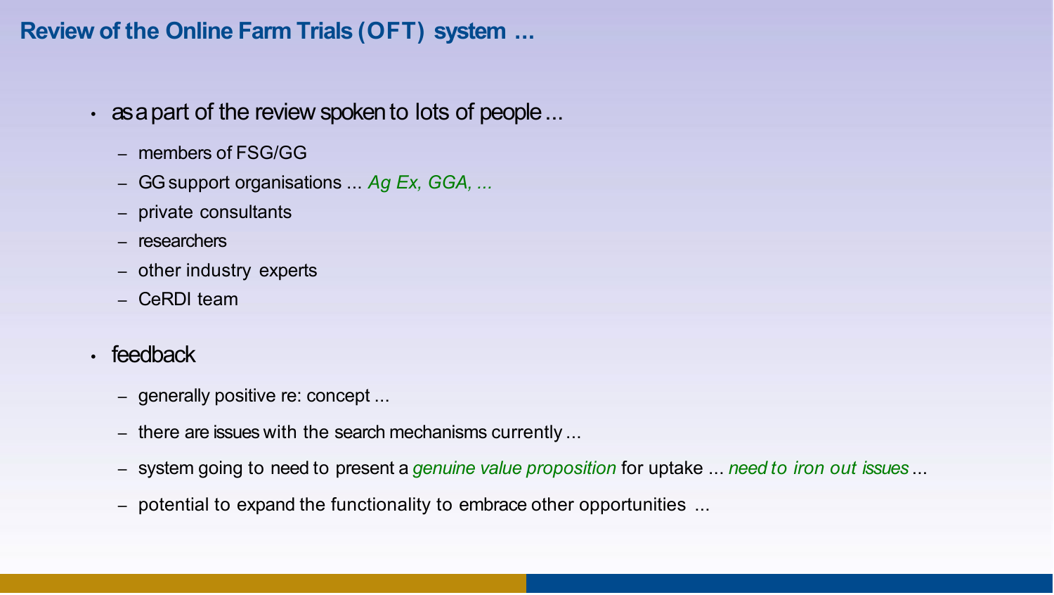# Review of the Online Farm Trials (OFT) system ...

- as a part of the review spoken to lots of people ...
  - members of FSG/GG
  - GG support organisations ... *Ag Ex, GGA, ...*
  - private consultants
  - researchers
  - other industry experts
  - CeRDI team

- feedback
  - generally positive re: concept ...
  - there are issues with the search mechanisms currently ...
  - system going to need to present a *genuine value proposition* for uptake ... *need to iron out issues* ...
  - potential to expand the functionality to embrace other opportunities ...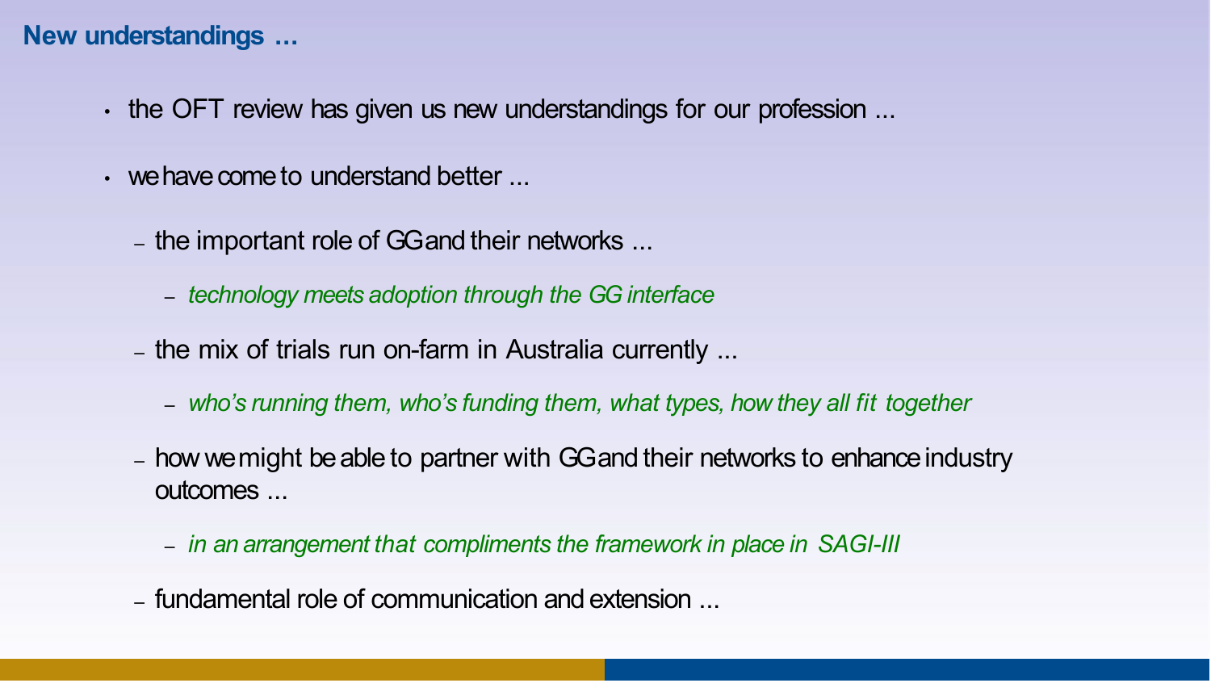## New understandings …

- the OFT review has given us new understandings for our profession ...
- we have come to understand better ...
  - the important role of GG and their networks ...
    - *technology meets adoption through the GG interface*
  - the mix of trials run on-farm in Australia currently ...
    - *who's running them, who's funding them, what types, how they all fit together*
  - how we might be able to partner with GG and their networks to enhance industry outcomes ...
    - *in an arrangement that compliments the framework in place in SAGI-III*
  - fundamental role of communication and extension ...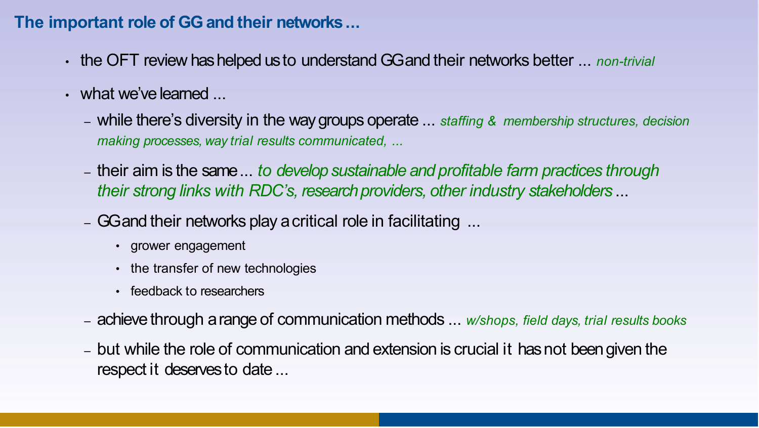## The important role of GG and their networks ...

- the OFT review has helped us to understand GG and their networks better ... *non-trivial*
- what we've learned ...
  - while there's diversity in the way groups operate ... *staffing & membership structures, decision making processes, way trial results communicated, ...*
  - their aim is the same ... *to develop sustainable and profitable farm practices through their strong links with RDC's, research providers, other industry stakeholders* ...
  - GG and their networks play a critical role in facilitating ...
    - grower engagement
    - the transfer of new technologies
    - feedback to researchers
  - achieve through a range of communication methods ... *w/shops, field days, trial results books*
  - but while the role of communication and extension is crucial it has not been given the respect it deserves to date ...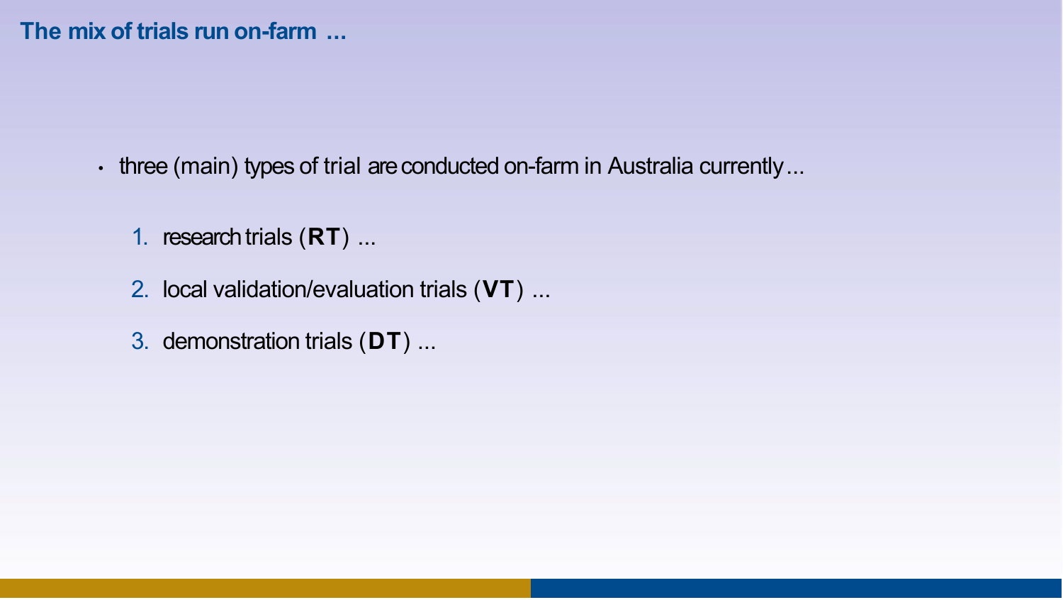# The mix of trials run on-farm ...

- three (main) types of trial are conducted on-farm in Australia currently ...

  1. research trials (**RT**) ...
  2. local validation/evaluation trials (**VT**) ...
  3. demonstration trials (**DT**) ...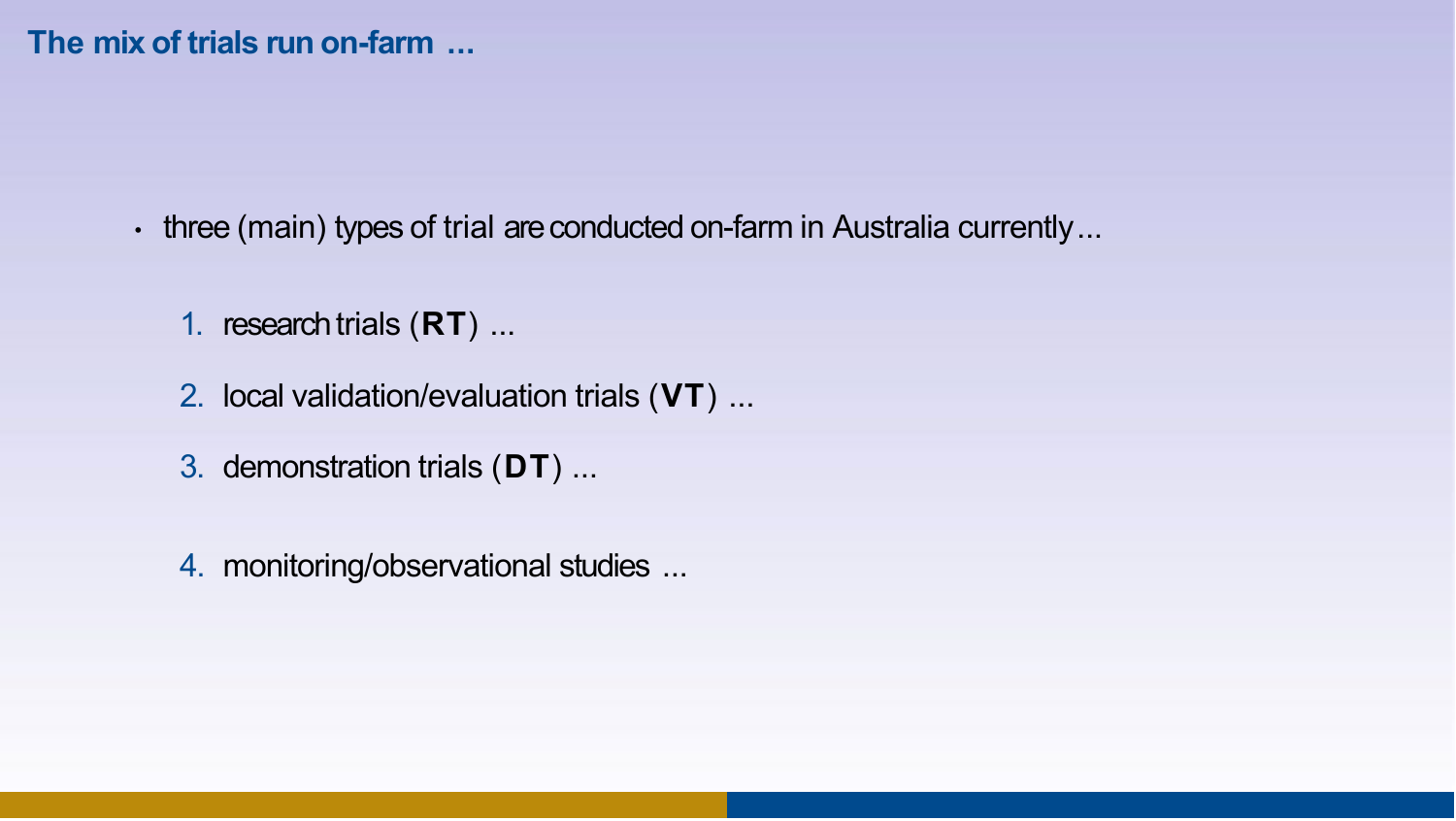## The mix of trials run on-farm ...

- three (main) types of trial are conducted on-farm in Australia currently ...

  1. research trials (**RT**) ...
  2. local validation/evaluation trials (**VT**) ...
  3. demonstration trials (**DT**) ...
  4. monitoring/observational studies ...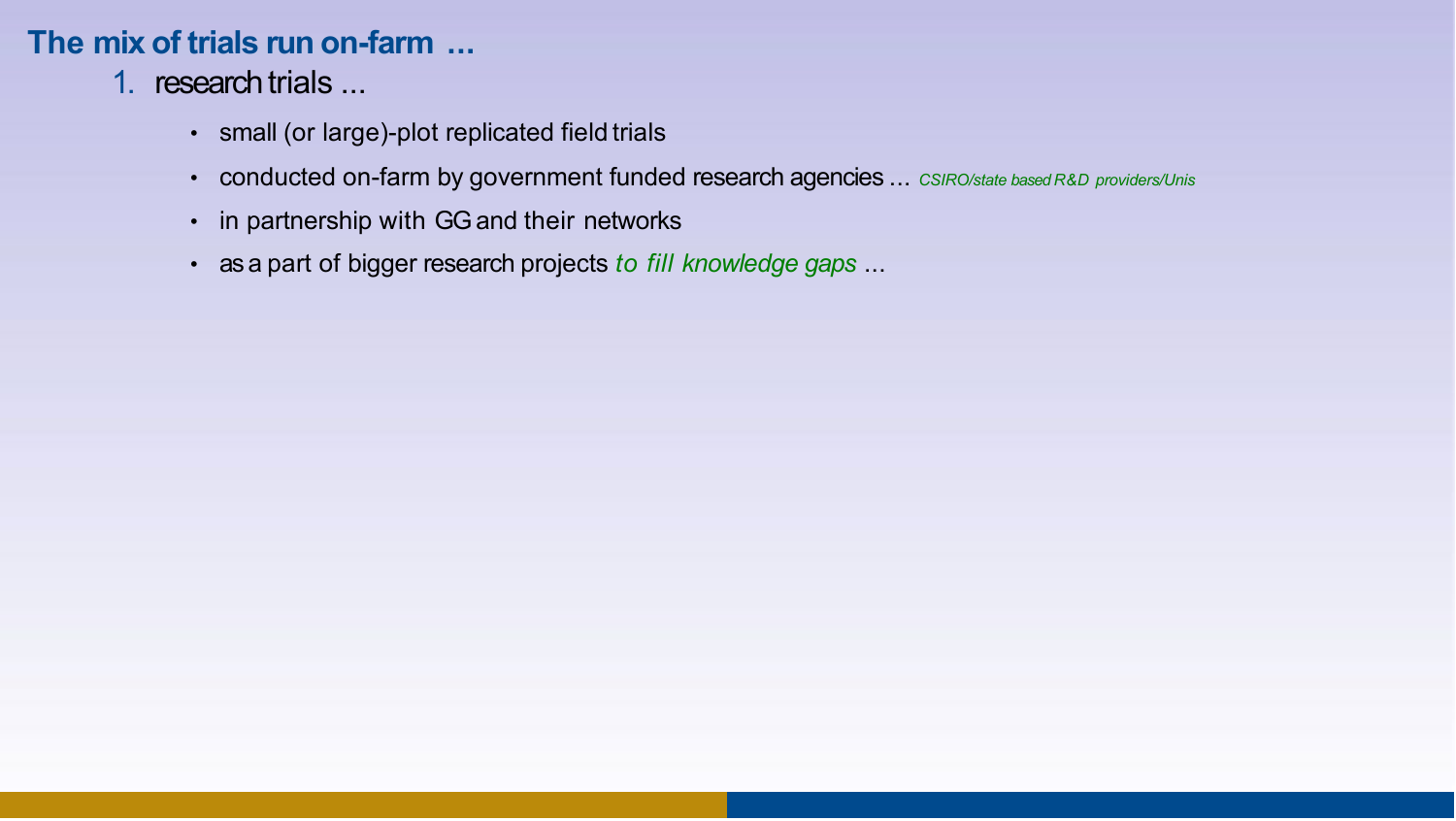## The mix of trials run on-farm ...

1. research trials ...

   - small (or large)-plot replicated field trials
   - conducted on-farm by government funded research agencies ... *CSIRO/state based R&D providers/Unis*
   - in partnership with GG and their networks
   - as a part of bigger research projects *to fill knowledge gaps* ...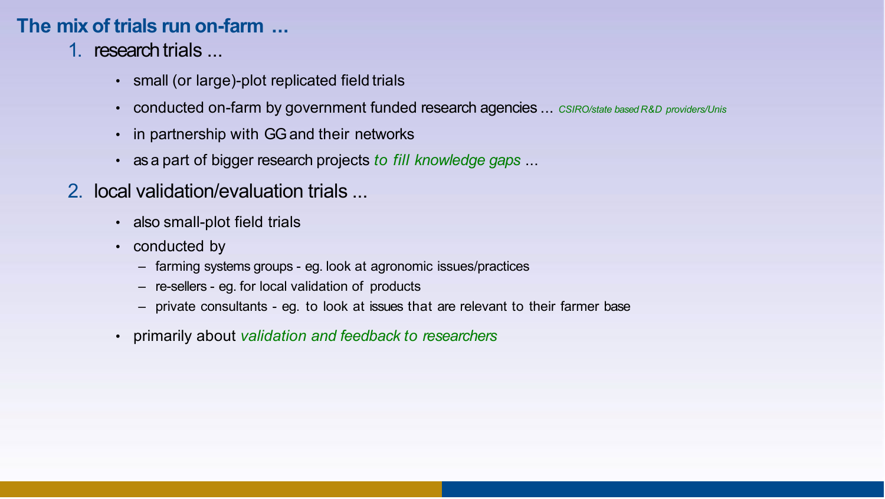## The mix of trials run on-farm ...

1. research trials ...

   - small (or large)-plot replicated field trials
   - conducted on-farm by government funded research agencies ... *CSIRO/state based R&D providers/Unis*
   - in partnership with GG and their networks
   - as a part of bigger research projects *to fill knowledge gaps* ...

2. local validation/evaluation trials ...

   - also small-plot field trials
   - conducted by
     - farming systems groups - eg. look at agronomic issues/practices
     - re-sellers - eg. for local validation of products
     - private consultants - eg. to look at issues that are relevant to their farmer base
   - primarily about *validation and feedback to researchers*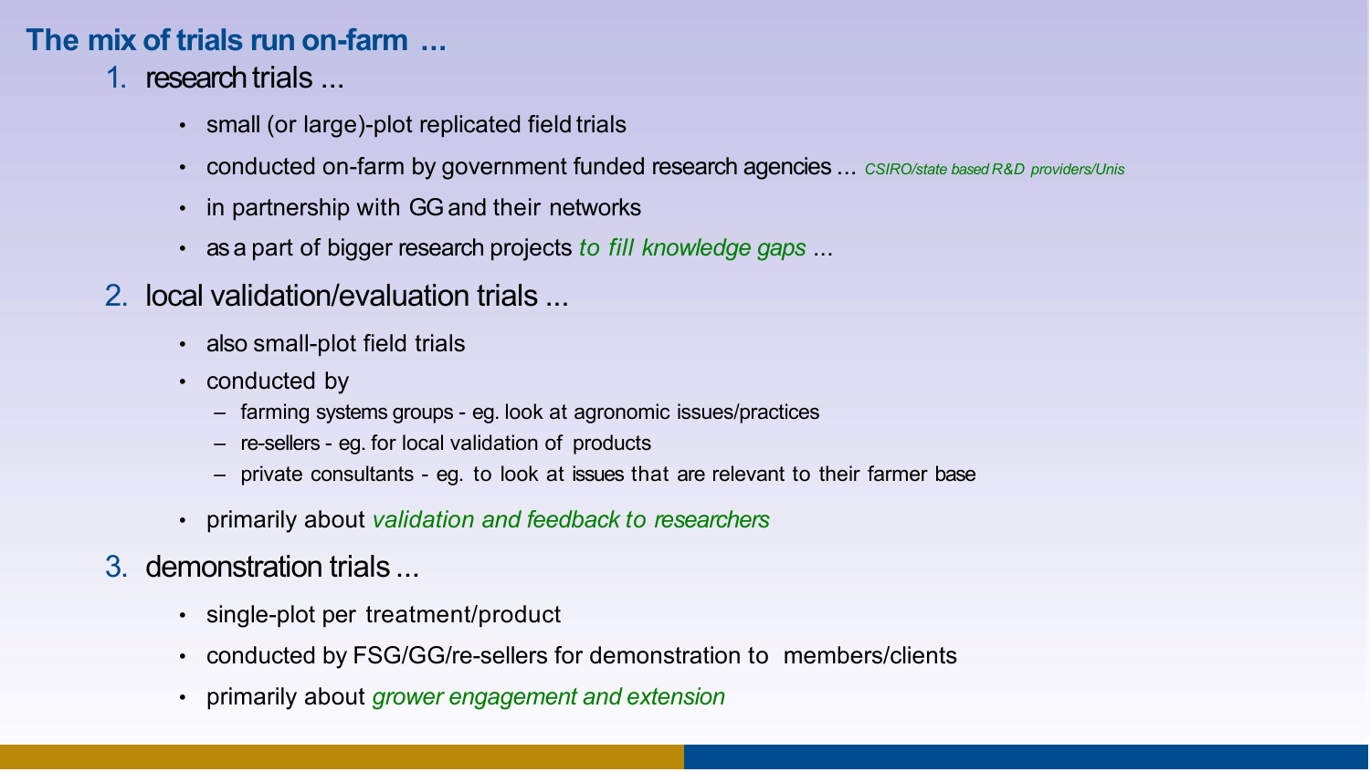## The mix of trials run on-farm ...

1. research trials ...
   - small (or large)-plot replicated field trials
   - conducted on-farm by government funded research agencies ... *CSIRO/state based R&D providers/Unis*
   - in partnership with GG and their networks
   - as a part of bigger research projects *to fill knowledge gaps* ...
2. local validation/evaluation trials ...
   - also small-plot field trials
   - conducted by
     - farming systems groups - eg. look at agronomic issues/practices
     - re-sellers - eg. for local validation of products
     - private consultants - eg. to look at issues that are relevant to their farmer base
   - primarily about *validation and feedback to researchers*
3. demonstration trials ...
   - single-plot per treatment/product
   - conducted by FSG/GG/re-sellers for demonstration to members/clients
   - primarily about *grower engagement and extension*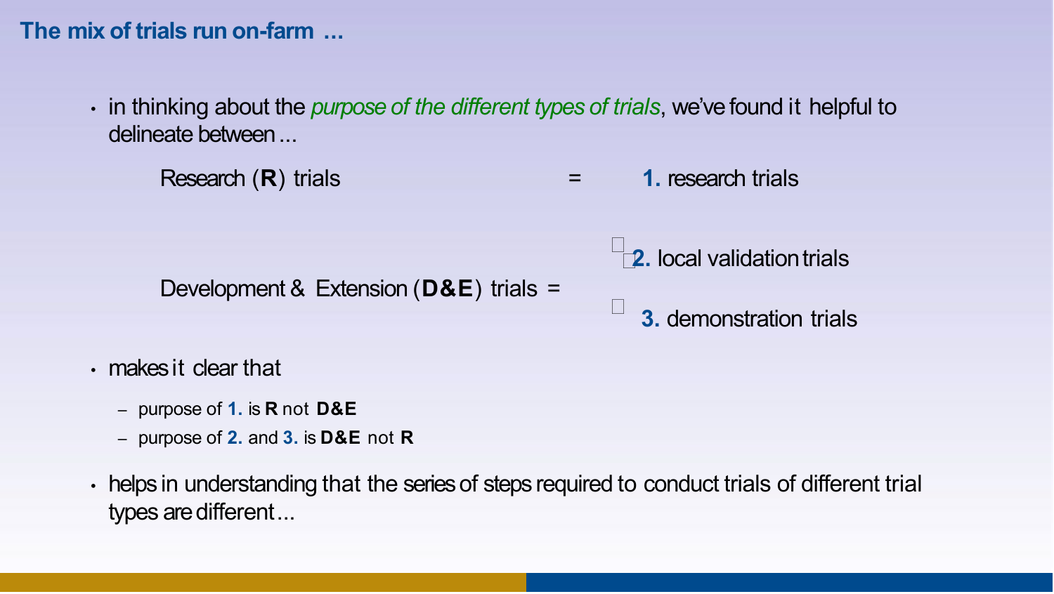## The mix of trials run on-farm ...

- in thinking about the *purpose of the different types of trials*, we've found it helpful to delineate between ...

  Research (**R**) trials = **1.** research trials

  Development & Extension (**D&E**) trials =
  - **2.** local validation trials
  - **3.** demonstration trials

- makes it clear that
  - purpose of **1.** is **R** not **D&E**
  - purpose of **2.** and **3.** is **D&E** not **R**

- helps in understanding that the series of steps required to conduct trials of different trial types are different ...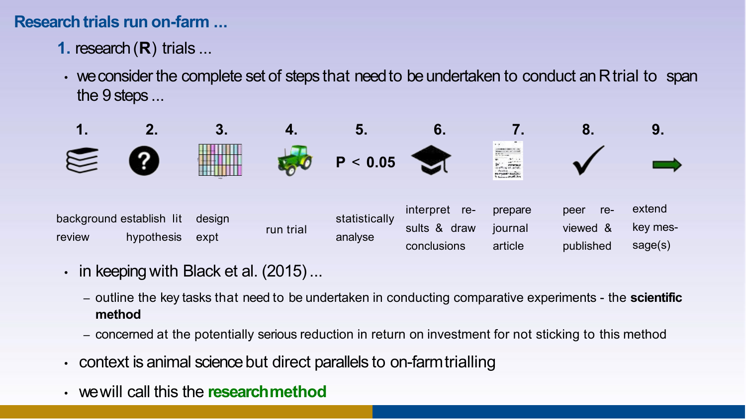## Research trials run on-farm ...

**1.** research (**R**) trials ...

- we consider the complete set of steps that need to be undertaken to conduct an R trial to span the 9 steps ...

| 1. | 2. | 3. | 4. | 5. | 6. | 7. | 8. | 9. |
|---|---|---|---|---|---|---|---|---|
| | | | | $P < 0.05$ | | | | |
| background lit review | establish hypothesis | design expt | run trial | statistically analyse | interpret results & draw conclusions | prepare journal article | peer reviewed & published | extend key message(s) |

- in keeping with Black et al. (2015) ...
  - outline the key tasks that need to be undertaken in conducting comparative experiments - the **scientific method**
  - concerned at the potentially serious reduction in return on investment for not sticking to this method
- context is animal science but direct parallels to on-farm trialling
- we will call this the **research method**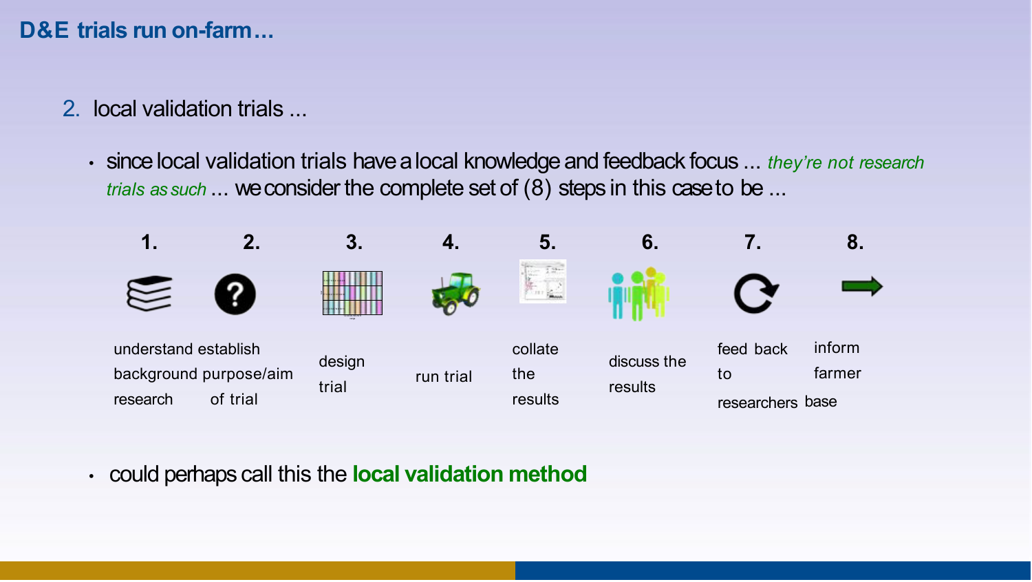## D&E trials run on-farm…

2. local validation trials ...

- since local validation trials have a local knowledge and feedback focus ... *they're not research trials as such* ... we consider the complete set of (8) steps in this case to be ...

| 1. | 2. | 3. | 4. | 5. | 6. | 7. | 8. |
|---|---|---|---|---|---|---|---|
| understand background research | establish purpose/aim of trial | design trial | run trial | collate the results | discuss the results | feed back to researchers | inform farmer base |

- could perhaps call this the **local validation method**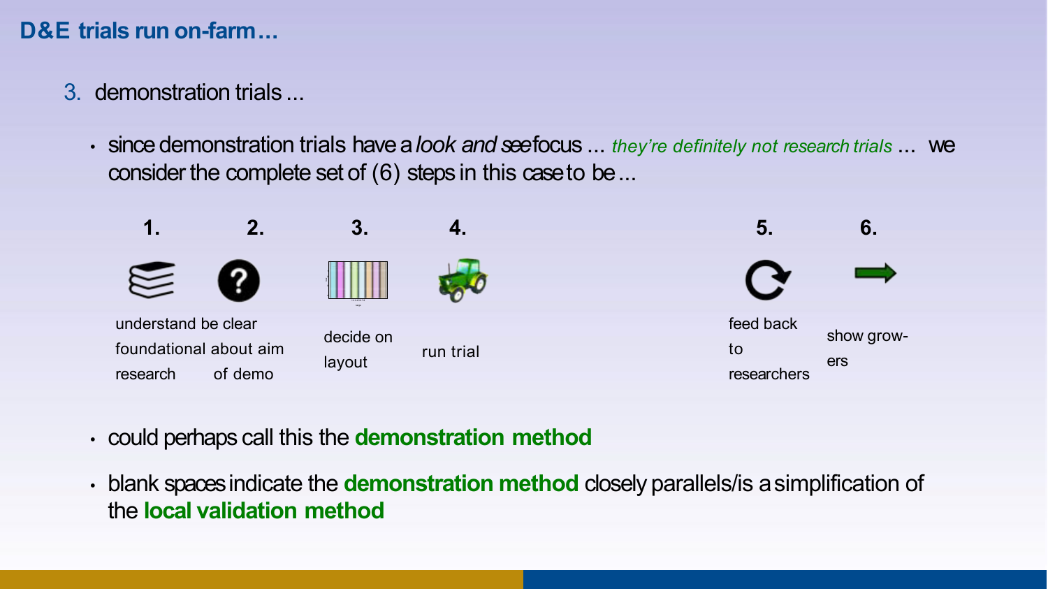## D&E trials run on-farm…

3. demonstration trials ...

- since demonstration trials have a *look and see* focus ... *they're definitely not research trials* ... we consider the complete set of (6) steps in this case to be ...

| 1. | 2. | 3. | 4. | | | 5. | 6. |
|---|---|---|---|---|---|---|---|
| understand foundational research | be clear about aim of demo | decide on layout | run trial | | | feed back to researchers | show growers |

- could perhaps call this the **demonstration method**
- blank spaces indicate the **demonstration method** closely parallels/is a simplification of the **local validation method**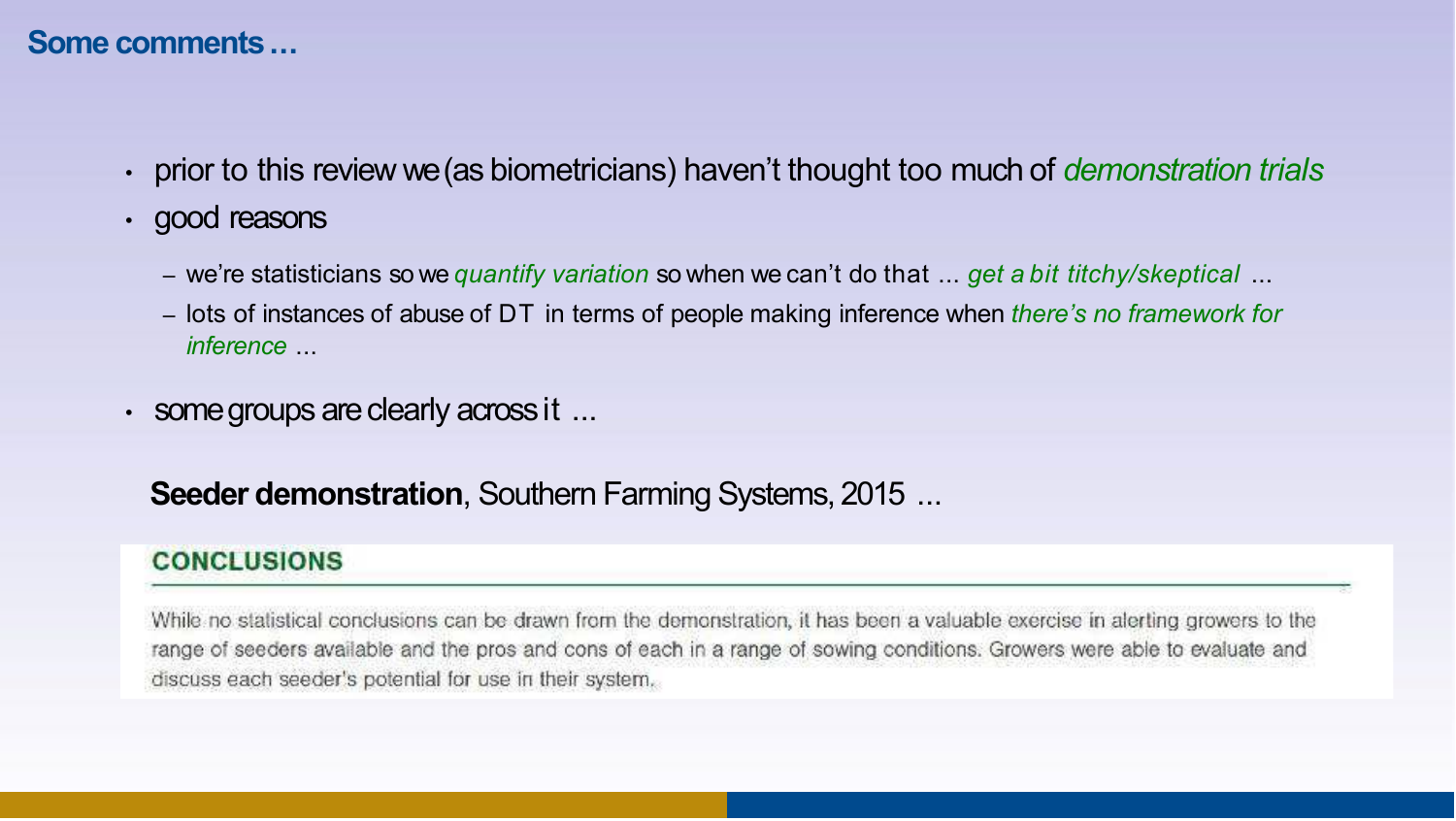## Some comments …

- prior to this review we (as biometricians) haven't thought too much of *demonstration trials*
- good reasons
  - we're statisticians so we *quantify variation* so when we can't do that ... *get a bit titchy/skeptical* ...
  - lots of instances of abuse of DT in terms of people making inference when *there's no framework for inference* ...
- some groups are clearly across it ...

**Seeder demonstration**, Southern Farming Systems, 2015 ...

**CONCLUSIONS**

While no statistical conclusions can be drawn from the demonstration, it has been a valuable exercise in alerting growers to the range of seeders available and the pros and cons of each in a range of sowing conditions. Growers were able to evaluate and discuss each seeder's potential for use in their system.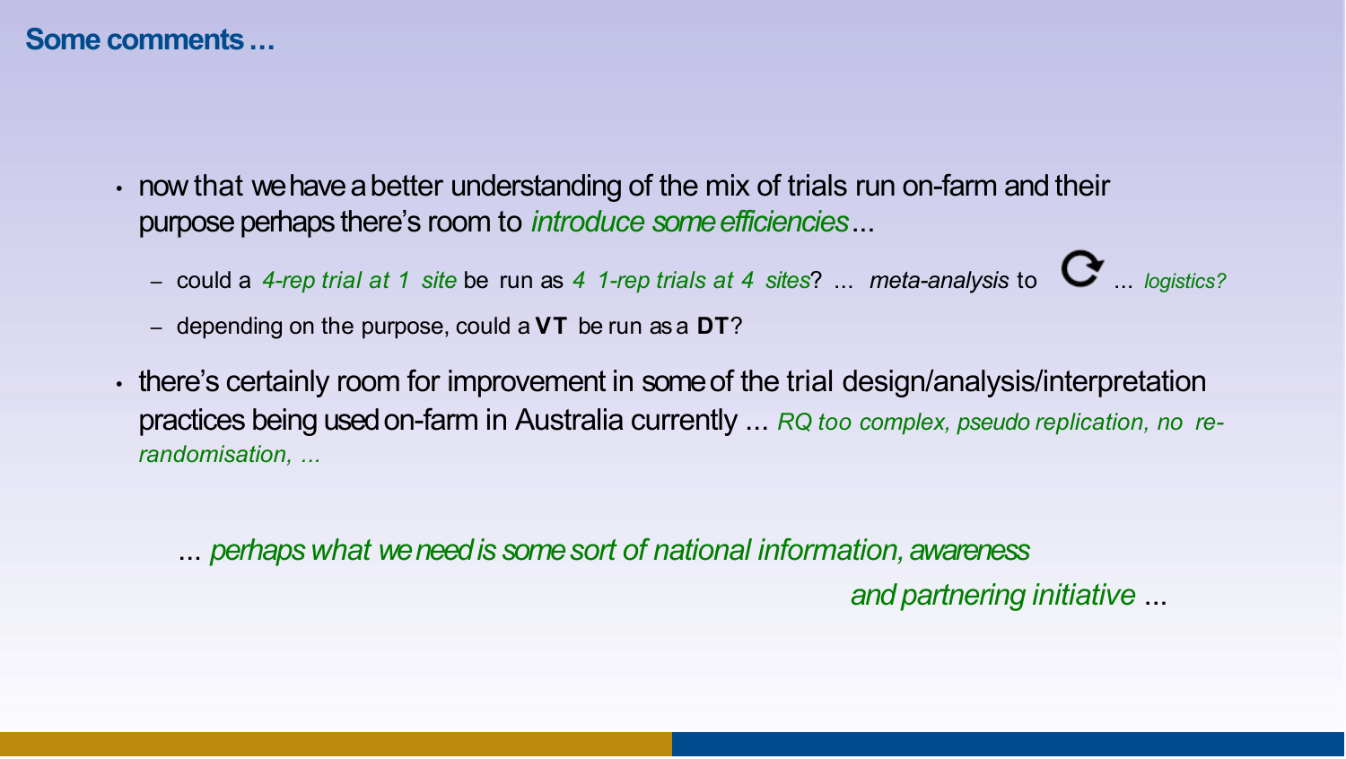## Some comments …

- now that we have a better understanding of the mix of trials run on-farm and their purpose perhaps there's room to *introduce some efficiencies* ...
  - could a *4-rep trial at 1 site* be run as *4 1-rep trials at 4 sites*? ... *meta-analysis* to ⟳ ... *logistics?*
  - depending on the purpose, could a **VT** be run as a **DT**?
- there's certainly room for improvement in some of the trial design/analysis/interpretation practices being used on-farm in Australia currently ... *RQ too complex, pseudo replication, no re-randomisation, ...*

... *perhaps what we need is some sort of national information, awareness and partnering initiative* ...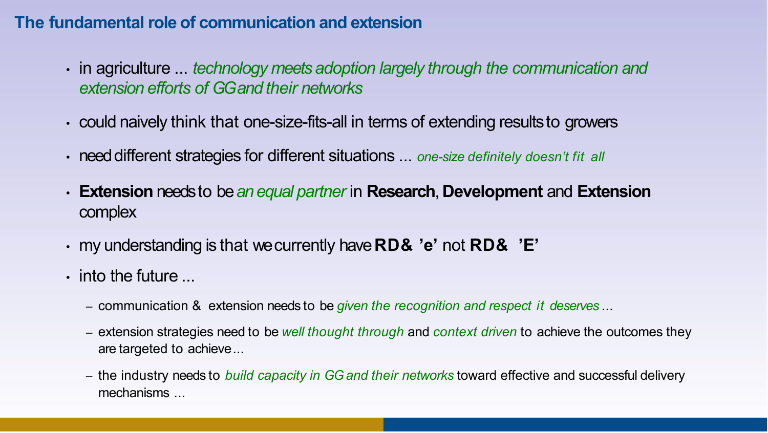## The fundamental role of communication and extension

- in agriculture ... *technology meets adoption largely through the communication and extension efforts of GG and their networks*
- could naively think that one-size-fits-all in terms of extending results to growers
- need different strategies for different situations ... *one-size definitely doesn't fit all*
- **Extension** needs to be *an equal partner* in **Research**, **Development** and **Extension** complex
- my understanding is that we currently have **RD& 'e'** not **RD& 'E'**
- into the future ...
  - communication & extension needs to be *given the recognition and respect it deserves* ...
  - extension strategies need to be *well thought through* and *context driven* to achieve the outcomes they are targeted to achieve ...
  - the industry needs to *build capacity in GG and their networks* toward effective and successful delivery mechanisms ...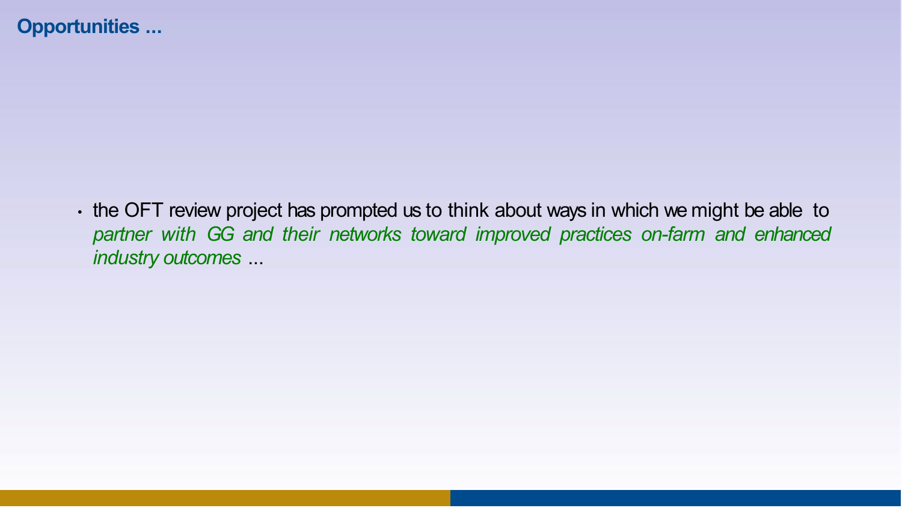## Opportunities ...

- the OFT review project has prompted us to think about ways in which we might be able to *partner with GG and their networks toward improved practices on-farm and enhanced industry outcomes* ...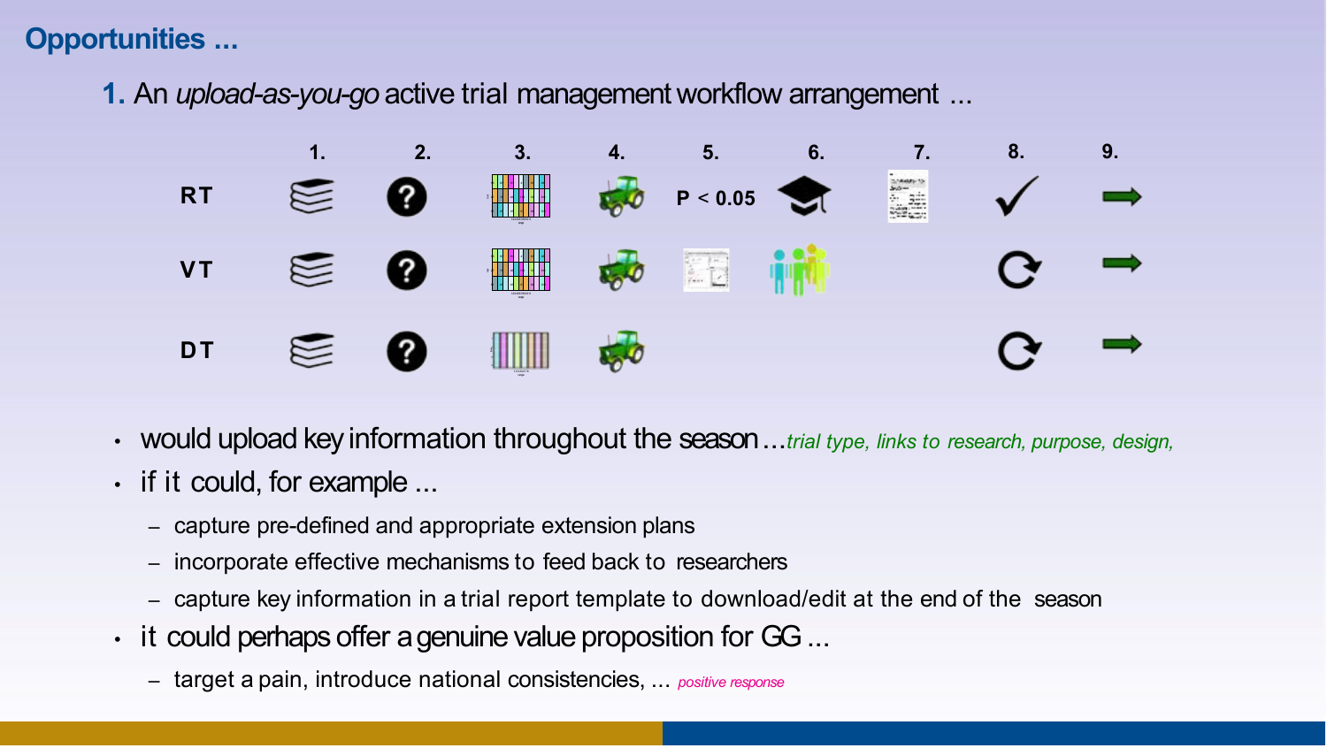## Opportunities ...

**1.** An *upload-as-you-go* active trial management workflow arrangement ...

| | 1. | 2. | 3. | 4. | 5. | 6. | 7. | 8. | 9. |
|---|---|---|---|---|---|---|---|---|---|
| **RT** | | | | | $P < 0.05$ | | | | |
| **VT** | | | | | | | | | |
| **DT** | | | | | | | | | |

- would upload key information throughout the season ... *trial type, links to research, purpose, design,*
- if it could, for example ...
  - capture pre-defined and appropriate extension plans
  - incorporate effective mechanisms to feed back to researchers
  - capture key information in a trial report template to download/edit at the end of the season
- it could perhaps offer a genuine value proposition for GG ...
  - target a pain, introduce national consistencies, ... *positive response*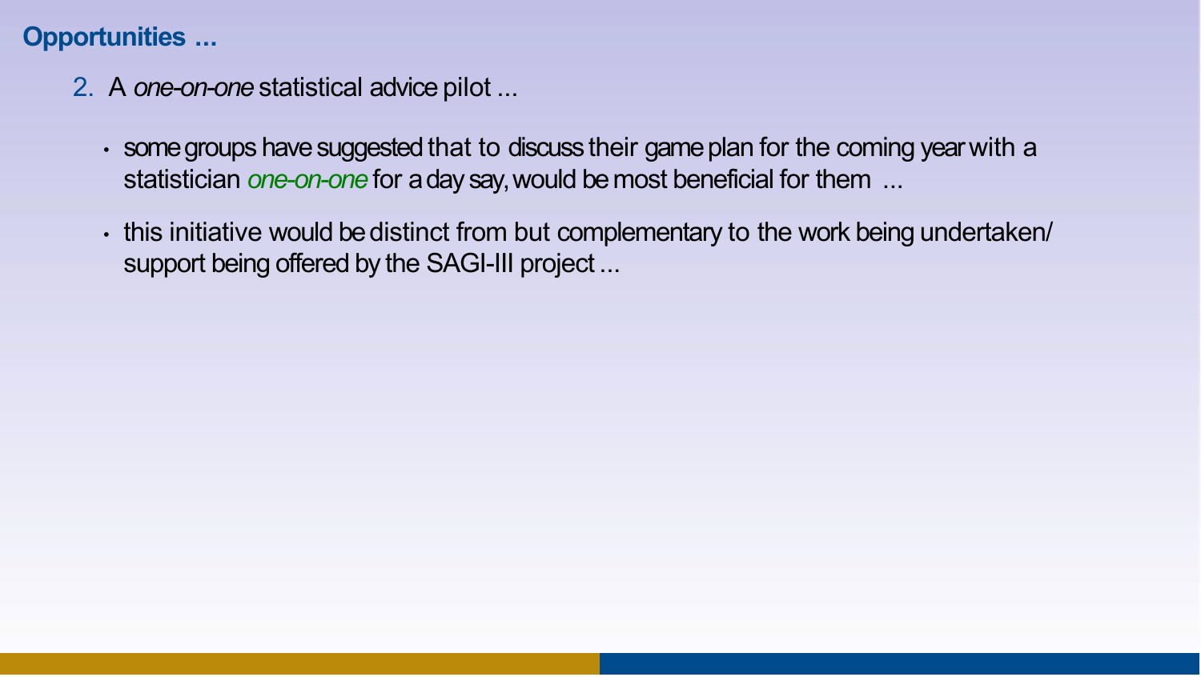## Opportunities ...

2. A *one-on-one* statistical advice pilot ...

   - some groups have suggested that to discuss their game plan for the coming year with a statistician *one-on-one* for a day say, would be most beneficial for them ...
   - this initiative would be distinct from but complementary to the work being undertaken/ support being offered by the SAGI-III project ...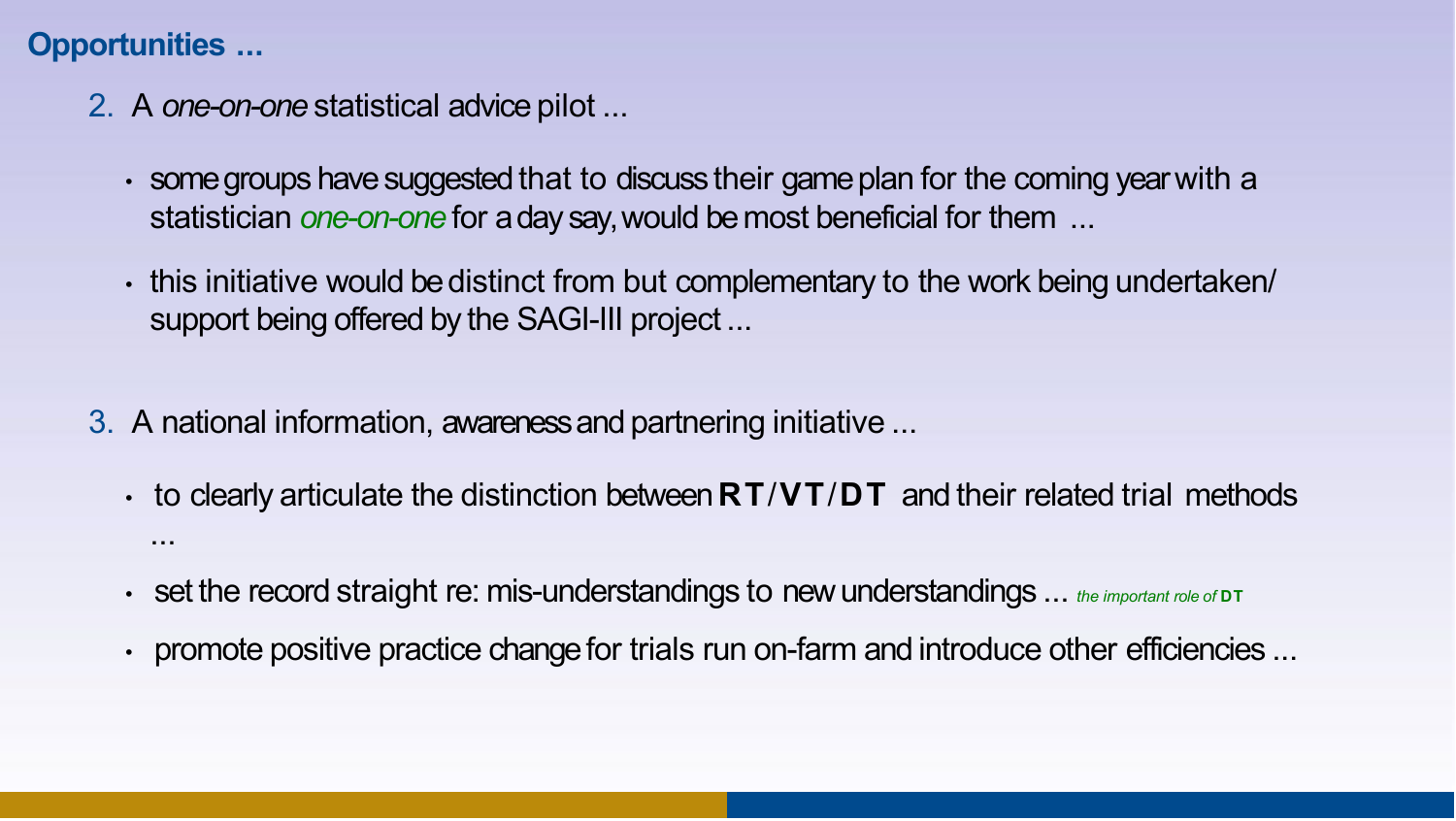## Opportunities ...

2. A *one-on-one* statistical advice pilot ...

   - some groups have suggested that to discuss their game plan for the coming year with a statistician *one-on-one* for a day say, would be most beneficial for them ...
   - this initiative would be distinct from but complementary to the work being undertaken/ support being offered by the SAGI-III project ...

3. A national information, awareness and partnering initiative ...

   - to clearly articulate the distinction between **RT**/**VT**/**DT** and their related trial methods ...
   - set the record straight re: mis-understandings to new understandings ... *the important role of* **DT**
   - promote positive practice change for trials run on-farm and introduce other efficiencies ...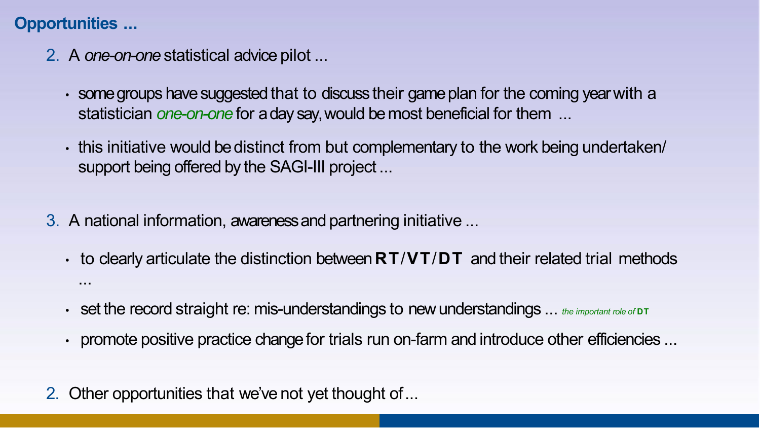## Opportunities ...

2. A *one-on-one* statistical advice pilot ...

   - some groups have suggested that to discuss their game plan for the coming year with a statistician *one-on-one* for a day say, would be most beneficial for them ...

   - this initiative would be distinct from but complementary to the work being undertaken/ support being offered by the SAGI-III project ...

3. A national information, awareness and partnering initiative ...

   - to clearly articulate the distinction between **RT**/**VT**/**DT** and their related trial methods ...

   - set the record straight re: mis-understandings to new understandings ... *the important role of* **DT**

   - promote positive practice change for trials run on-farm and introduce other efficiencies ...

2. Other opportunities that we've not yet thought of ...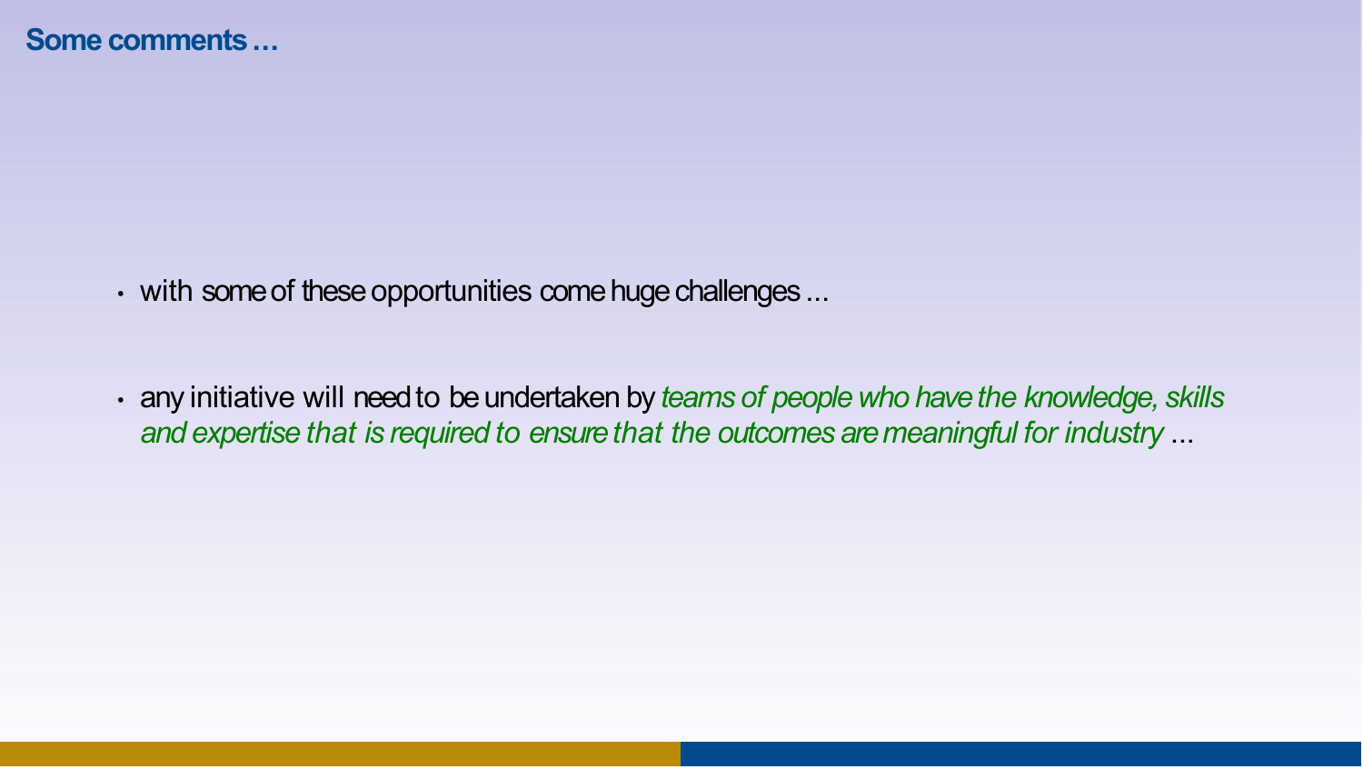## Some comments …

- with some of these opportunities come huge challenges ...
- any initiative will need to be undertaken by *teams of people who have the knowledge, skills and expertise that is required to ensure that the outcomes are meaningful for industry* ...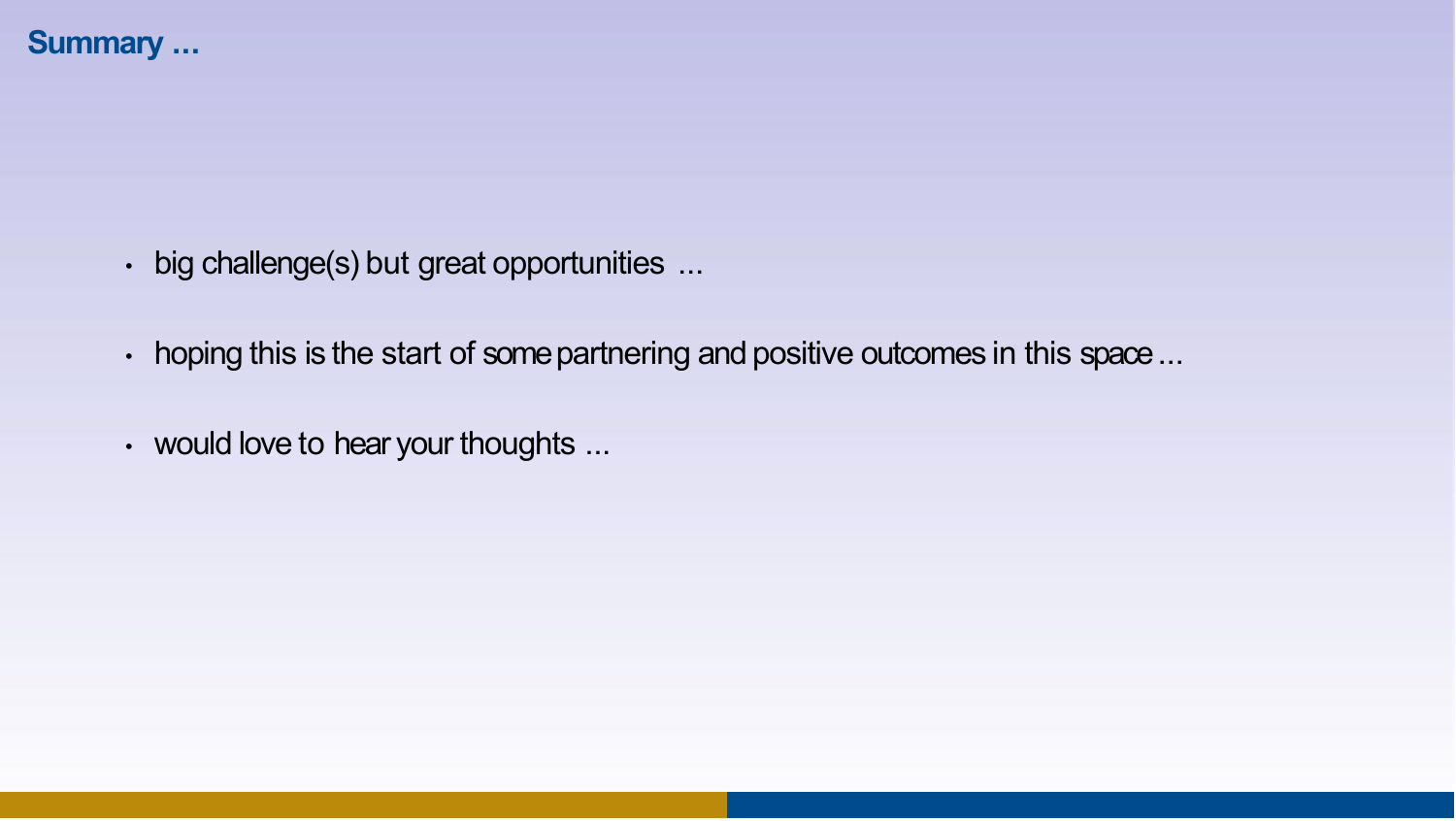# Summary ...

- big challenge(s) but great opportunities ...
- hoping this is the start of some partnering and positive outcomes in this space ...
- would love to hear your thoughts ...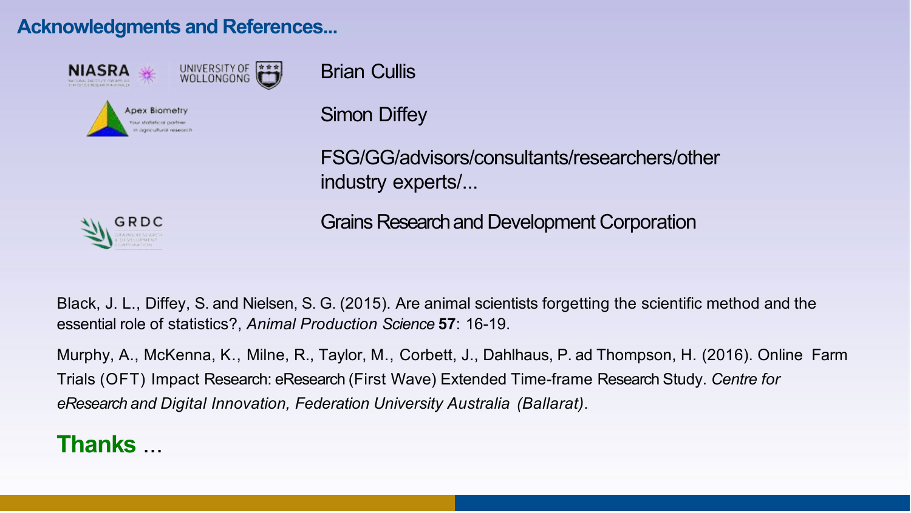## Acknowledgments and References...

Brian Cullis

Simon Diffey

FSG/GG/advisors/consultants/researchers/other industry experts/...

Grains Research and Development Corporation

Black, J. L., Diffey, S. and Nielsen, S. G. (2015). Are animal scientists forgetting the scientific method and the essential role of statistics?, *Animal Production Science* **57**: 16-19.

Murphy, A., McKenna, K., Milne, R., Taylor, M., Corbett, J., Dahlhaus, P. ad Thompson, H. (2016). Online Farm Trials (OFT) Impact Research: eResearch (First Wave) Extended Time-frame Research Study. *Centre for eResearch and Digital Innovation, Federation University Australia (Ballarat)*.

**Thanks** ...